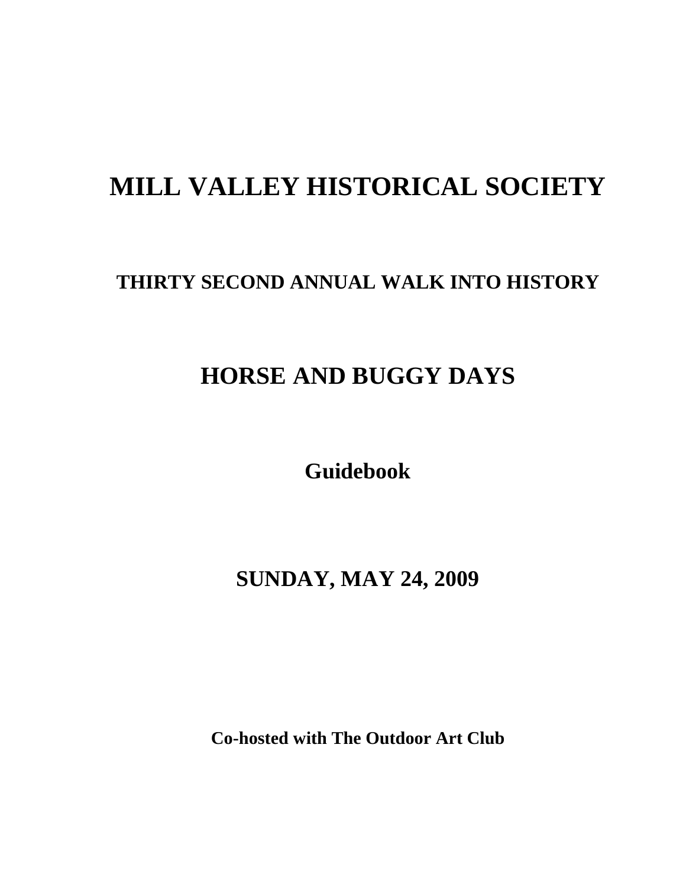# MILL VALLEY HISTORICAL SOCIETY

## THIRTY SECOND ANNUAL WALK INTO HISTORY

# HORSE AND BUGGY DAYS

**Guidebook**

## SUNDAY, MAY 24, 2009

**Co-hosted with The Outdoor Art Club**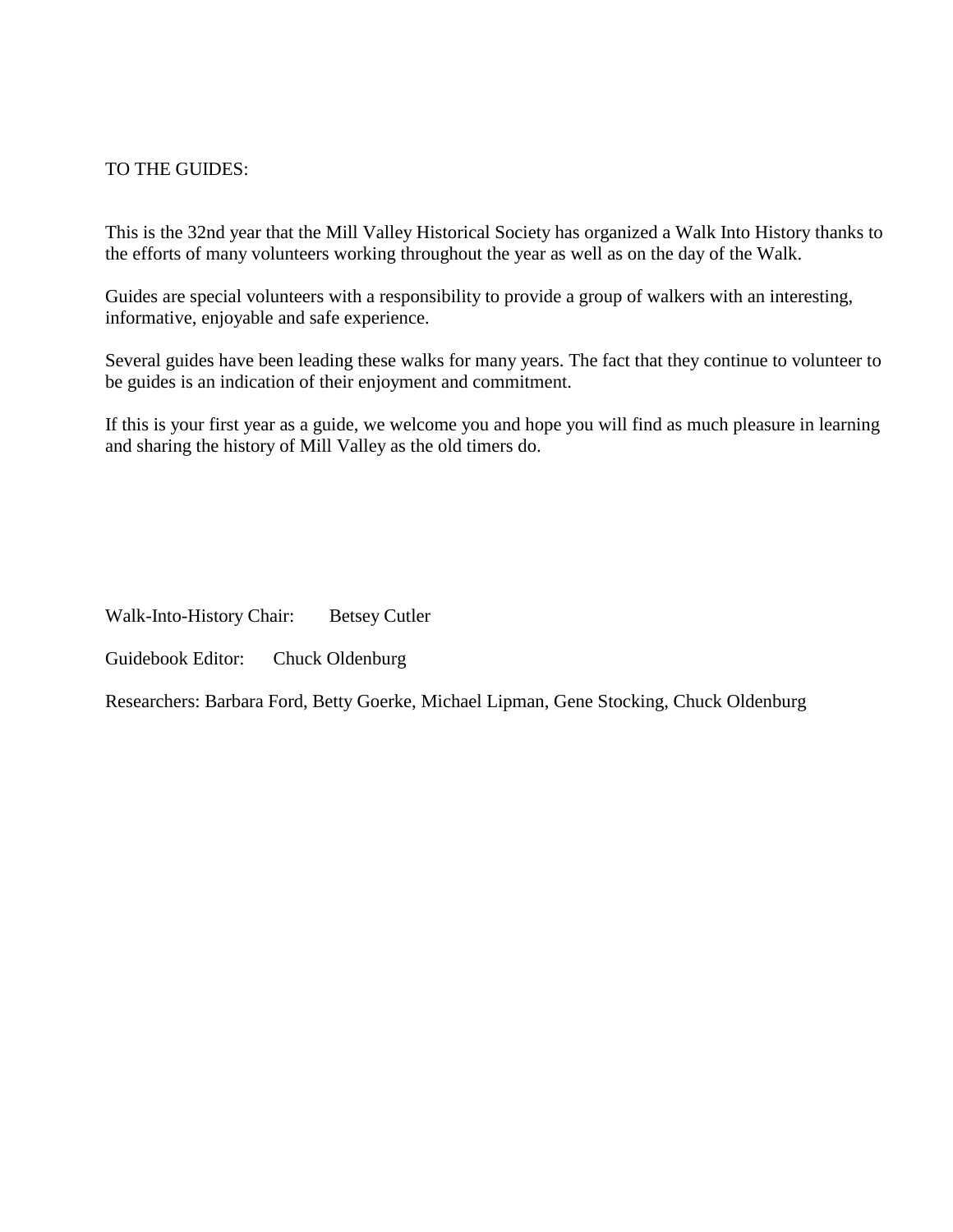TO THE GUIDES:

This is the 32nd year that the Mill Valley Historical Society has organized a Walk Into History thanks to the efforts of many volunteers working throughout the year as well as on the day of the Walk.

Guides are special volunteers with a responsibility to provide a group of walkers with an interesting, informative, enjoyable and safe experience.

Several guides have been leading these walks for many years. The fact that they continue to volunteer to be guides is an indication of their enjoyment and commitment.

If this is your first year as a guide, we welcome you and hope you will find as much pleasure in learning and sharing the history of Mill Valley as the old timers do.

Walk-Into-History Chair: Betsey Cutler

Guidebook Editor: Chuck Oldenburg

Researchers: Barbara Ford, Betty Goerke, Michael Lipman, Gene Stocking, Chuck Oldenburg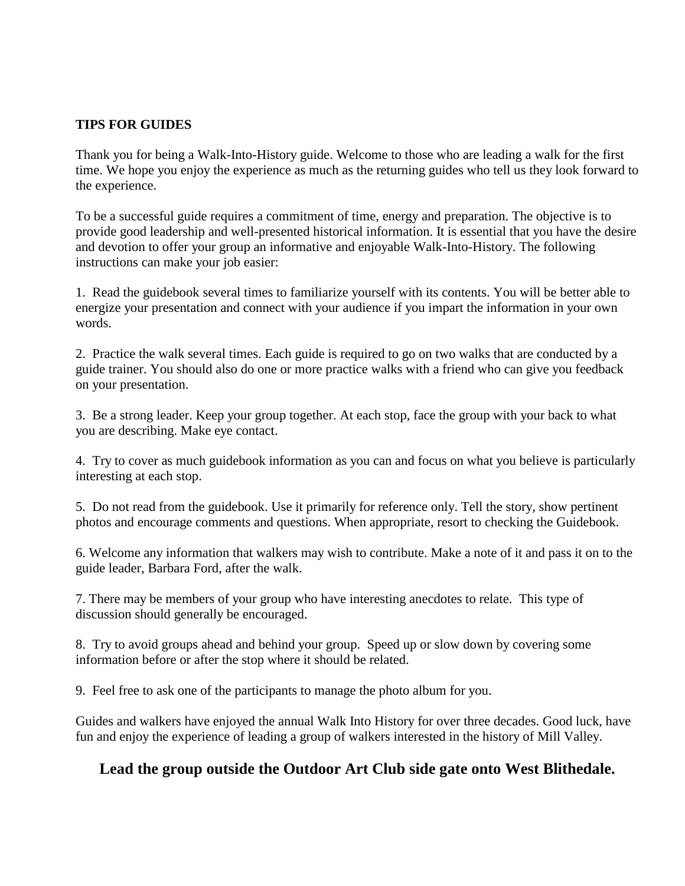**TIPS FOR GUIDES**

Thank you for being a Walk-Into-History guide. Welcome to those who are leading a walk for the first time. We hope you enjoy the experience as much as the returning guides who tell us they look forward to the experience.

To be a successful guide requires a commitment of time, energy and preparation. The objective is to provide good leadership and well-presented historical information. It is essential that you have the desire and devotion to offer your group an informative and enjoyable Walk-Into-History. The following instructions can make your job easier:

1. Read the guidebook several times to familiarize yourself with its contents. You will be better able to energize your presentation and connect with your audience if you impart the information in your own words.

2. Practice the walk several times. Each guide is required to go on two walks that are conducted by a guide trainer. You should also do one or more practice walks with a friend who can give you feedback on your presentation.

3. Be a strong leader. Keep your group together. At each stop, face the group with your back to what you are describing. Make eye contact.

4. Try to cover as much guidebook information as you can and focus on what you believe is particularly interesting at each stop.

5. Do not read from the guidebook. Use it primarily for reference only. Tell the story, show pertinent photos and encourage comments and questions. When appropriate, resort to checking the Guidebook.

6. Welcome any information that walkers may wish to contribute. Make a note of it and pass it on to the guide leader, Barbara Ford, after the walk.

7. There may be members of your group who have interesting anecdotes to relate. This type of discussion should generally be encouraged.

8. Try to avoid groups ahead and behind your group. Speed up or slow down by covering some information before or after the stop where it should be related.

9. Feel free to ask one of the participants to manage the photo album for you.

Guides and walkers have enjoyed the annual Walk Into History for over three decades. Good luck, have fun and enjoy the experience of leading a group of walkers interested in the history of Mill Valley.

**Lead the group outside the Outdoor Art Club side gate onto West Blithedale.**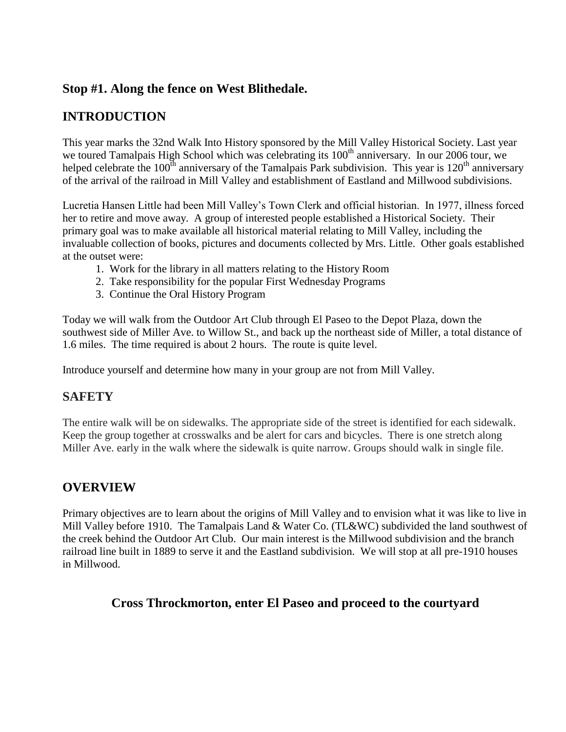### Stop #1. Along the fence on West Blithedale.

## INTRODUCTION

This year marks the 32nd Walk Into History sponsored by the Mill Valley Historical Society. Last year we toured Tamalpais High School which was celebrating its 100th anniversary. In our 2006 tour, we helped celebrate the 100th anniversary of the Tamalpais Park subdivision. This year is 120th anniversary of the arrival of the railroad in Mill Valley and establishment of Eastland and Millwood subdivisions.

Lucretia Hansen Little had been Mill Valley's Town Clerk and official historian. In 1977, illness forced her to retire and move away. A group of interested people established a Historical Society. Their primary goal was to make available all historical material relating to Mill Valley, including the invaluable collection of books, pictures and documents collected by Mrs. Little. Other goals established at the outset were:

1. Work for the library in all matters relating to the History Room
2. Take responsibility for the popular First Wednesday Programs
3. Continue the Oral History Program

Today we will walk from the Outdoor Art Club through El Paseo to the Depot Plaza, down the southwest side of Miller Ave. to Willow St., and back up the northeast side of Miller, a total distance of 1.6 miles. The time required is about 2 hours. The route is quite level.

Introduce yourself and determine how many in your group are not from Mill Valley.

## SAFETY

The entire walk will be on sidewalks. The appropriate side of the street is identified for each sidewalk. Keep the group together at crosswalks and be alert for cars and bicycles. There is one stretch along Miller Ave. early in the walk where the sidewalk is quite narrow. Groups should walk in single file.

## OVERVIEW

Primary objectives are to learn about the origins of Mill Valley and to envision what it was like to live in Mill Valley before 1910. The Tamalpais Land & Water Co. (TL&WC) subdivided the land southwest of the creek behind the Outdoor Art Club. Our main interest is the Millwood subdivision and the branch railroad line built in 1889 to serve it and the Eastland subdivision. We will stop at all pre-1910 houses in Millwood.

**Cross Throckmorton, enter El Paseo and proceed to the courtyard**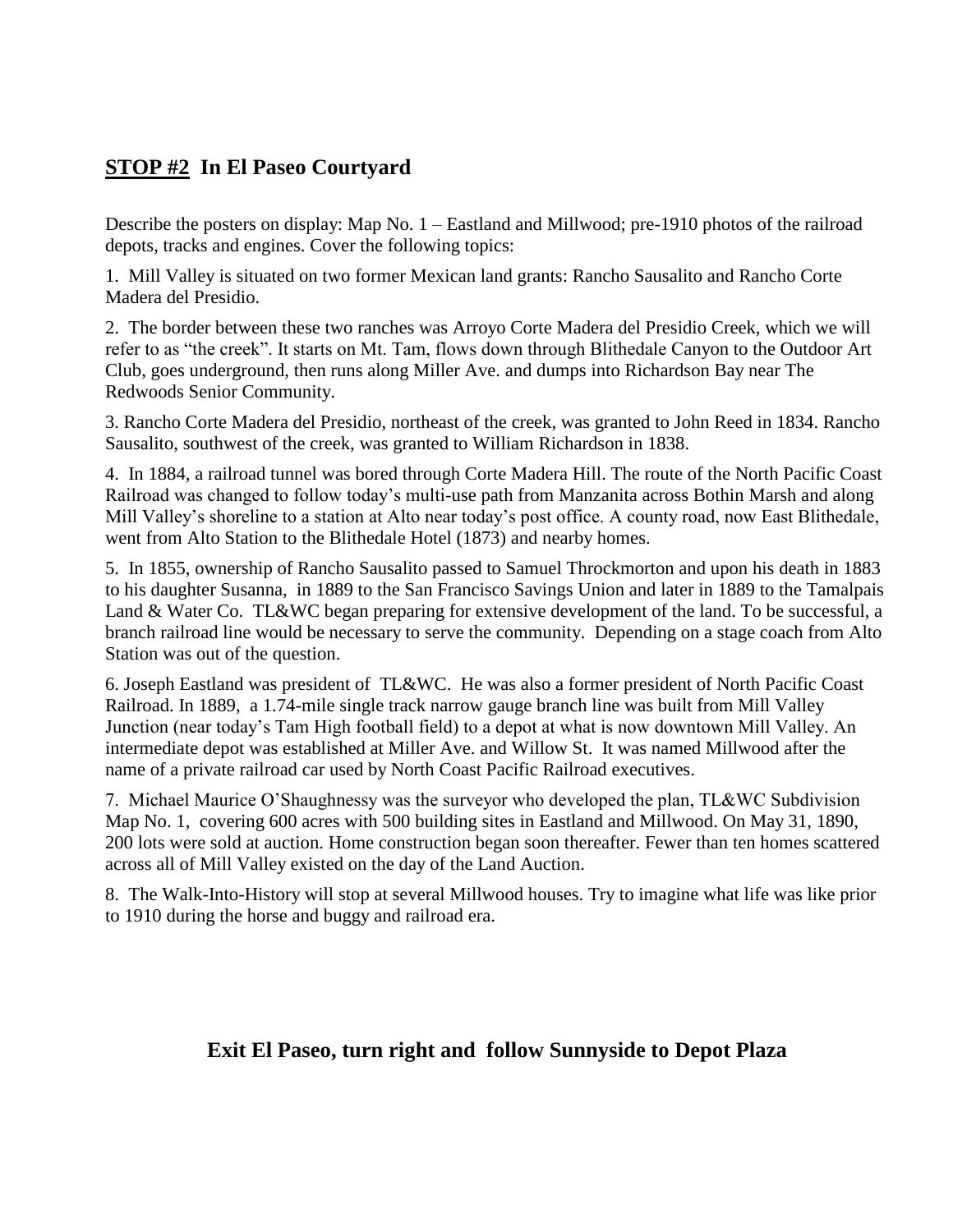## **<u>STOP #2</u>** **In El Paseo Courtyard**

Describe the posters on display: Map No. 1 – Eastland and Millwood; pre-1910 photos of the railroad depots, tracks and engines. Cover the following topics:

1. Mill Valley is situated on two former Mexican land grants: Rancho Sausalito and Rancho Corte Madera del Presidio.

2. The border between these two ranches was Arroyo Corte Madera del Presidio Creek, which we will refer to as "the creek". It starts on Mt. Tam, flows down through Blithedale Canyon to the Outdoor Art Club, goes underground, then runs along Miller Ave. and dumps into Richardson Bay near The Redwoods Senior Community.

3. Rancho Corte Madera del Presidio, northeast of the creek, was granted to John Reed in 1834. Rancho Sausalito, southwest of the creek, was granted to William Richardson in 1838.

4. In 1884, a railroad tunnel was bored through Corte Madera Hill. The route of the North Pacific Coast Railroad was changed to follow today's multi-use path from Manzanita across Bothin Marsh and along Mill Valley's shoreline to a station at Alto near today's post office. A county road, now East Blithedale, went from Alto Station to the Blithedale Hotel (1873) and nearby homes.

5. In 1855, ownership of Rancho Sausalito passed to Samuel Throckmorton and upon his death in 1883 to his daughter Susanna, in 1889 to the San Francisco Savings Union and later in 1889 to the Tamalpais Land & Water Co. TL&WC began preparing for extensive development of the land. To be successful, a branch railroad line would be necessary to serve the community. Depending on a stage coach from Alto Station was out of the question.

6. Joseph Eastland was president of TL&WC. He was also a former president of North Pacific Coast Railroad. In 1889, a 1.74-mile single track narrow gauge branch line was built from Mill Valley Junction (near today's Tam High football field) to a depot at what is now downtown Mill Valley. An intermediate depot was established at Miller Ave. and Willow St. It was named Millwood after the name of a private railroad car used by North Coast Pacific Railroad executives.

7. Michael Maurice O'Shaughnessy was the surveyor who developed the plan, TL&WC Subdivision Map No. 1, covering 600 acres with 500 building sites in Eastland and Millwood. On May 31, 1890, 200 lots were sold at auction. Home construction began soon thereafter. Fewer than ten homes scattered across all of Mill Valley existed on the day of the Land Auction.

8. The Walk-Into-History will stop at several Millwood houses. Try to imagine what life was like prior to 1910 during the horse and buggy and railroad era.

**Exit El Paseo, turn right and follow Sunnyside to Depot Plaza**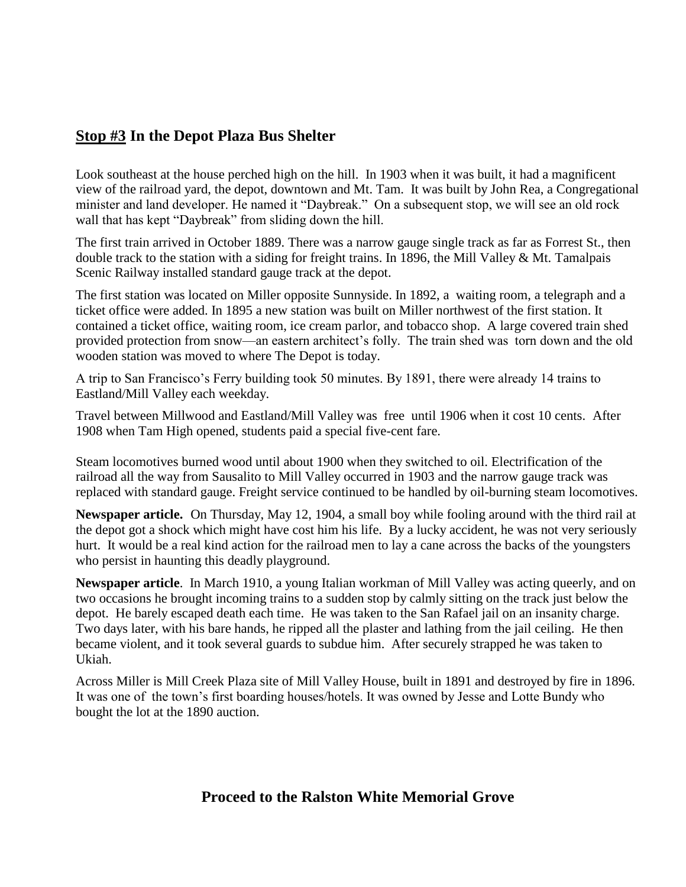## **Stop #3** In the Depot Plaza Bus Shelter

Look southeast at the house perched high on the hill. In 1903 when it was built, it had a magnificent view of the railroad yard, the depot, downtown and Mt. Tam. It was built by John Rea, a Congregational minister and land developer. He named it "Daybreak." On a subsequent stop, we will see an old rock wall that has kept "Daybreak" from sliding down the hill.

The first train arrived in October 1889. There was a narrow gauge single track as far as Forrest St., then double track to the station with a siding for freight trains. In 1896, the Mill Valley & Mt. Tamalpais Scenic Railway installed standard gauge track at the depot.

The first station was located on Miller opposite Sunnyside. In 1892, a waiting room, a telegraph and a ticket office were added. In 1895 a new station was built on Miller northwest of the first station. It contained a ticket office, waiting room, ice cream parlor, and tobacco shop. A large covered train shed provided protection from snow—an eastern architect's folly. The train shed was torn down and the old wooden station was moved to where The Depot is today.

A trip to San Francisco's Ferry building took 50 minutes. By 1891, there were already 14 trains to Eastland/Mill Valley each weekday.

Travel between Millwood and Eastland/Mill Valley was free until 1906 when it cost 10 cents. After 1908 when Tam High opened, students paid a special five-cent fare.

Steam locomotives burned wood until about 1900 when they switched to oil. Electrification of the railroad all the way from Sausalito to Mill Valley occurred in 1903 and the narrow gauge track was replaced with standard gauge. Freight service continued to be handled by oil-burning steam locomotives.

**Newspaper article.** On Thursday, May 12, 1904, a small boy while fooling around with the third rail at the depot got a shock which might have cost him his life. By a lucky accident, he was not very seriously hurt. It would be a real kind action for the railroad men to lay a cane across the backs of the youngsters who persist in haunting this deadly playground.

**Newspaper article**. In March 1910, a young Italian workman of Mill Valley was acting queerly, and on two occasions he brought incoming trains to a sudden stop by calmly sitting on the track just below the depot. He barely escaped death each time. He was taken to the San Rafael jail on an insanity charge. Two days later, with his bare hands, he ripped all the plaster and lathing from the jail ceiling. He then became violent, and it took several guards to subdue him. After securely strapped he was taken to Ukiah.

Across Miller is Mill Creek Plaza site of Mill Valley House, built in 1891 and destroyed by fire in 1896. It was one of the town's first boarding houses/hotels. It was owned by Jesse and Lotte Bundy who bought the lot at the 1890 auction.

**Proceed to the Ralston White Memorial Grove**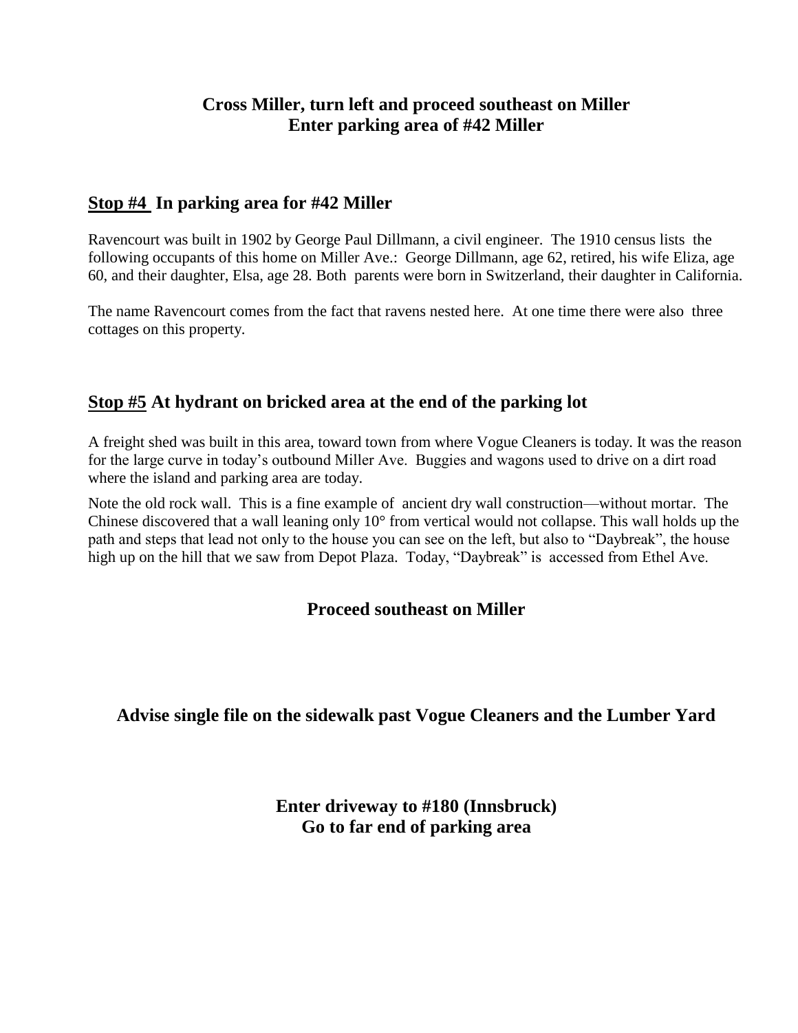**Cross Miller, turn left and proceed southeast on Miller**
**Enter parking area of #42 Miller**

## Stop #4 In parking area for #42 Miller

Ravencourt was built in 1902 by George Paul Dillmann, a civil engineer. The 1910 census lists the following occupants of this home on Miller Ave.: George Dillmann, age 62, retired, his wife Eliza, age 60, and their daughter, Elsa, age 28. Both parents were born in Switzerland, their daughter in California.

The name Ravencourt comes from the fact that ravens nested here. At one time there were also three cottages on this property.

## Stop #5 At hydrant on bricked area at the end of the parking lot

A freight shed was built in this area, toward town from where Vogue Cleaners is today. It was the reason for the large curve in today's outbound Miller Ave. Buggies and wagons used to drive on a dirt road where the island and parking area are today.

Note the old rock wall. This is a fine example of ancient dry wall construction—without mortar. The Chinese discovered that a wall leaning only 10° from vertical would not collapse. This wall holds up the path and steps that lead not only to the house you can see on the left, but also to "Daybreak", the house high up on the hill that we saw from Depot Plaza. Today, "Daybreak" is accessed from Ethel Ave.

**Proceed southeast on Miller**

**Advise single file on the sidewalk past Vogue Cleaners and the Lumber Yard**

**Enter driveway to #180 (Innsbruck)**
**Go to far end of parking area**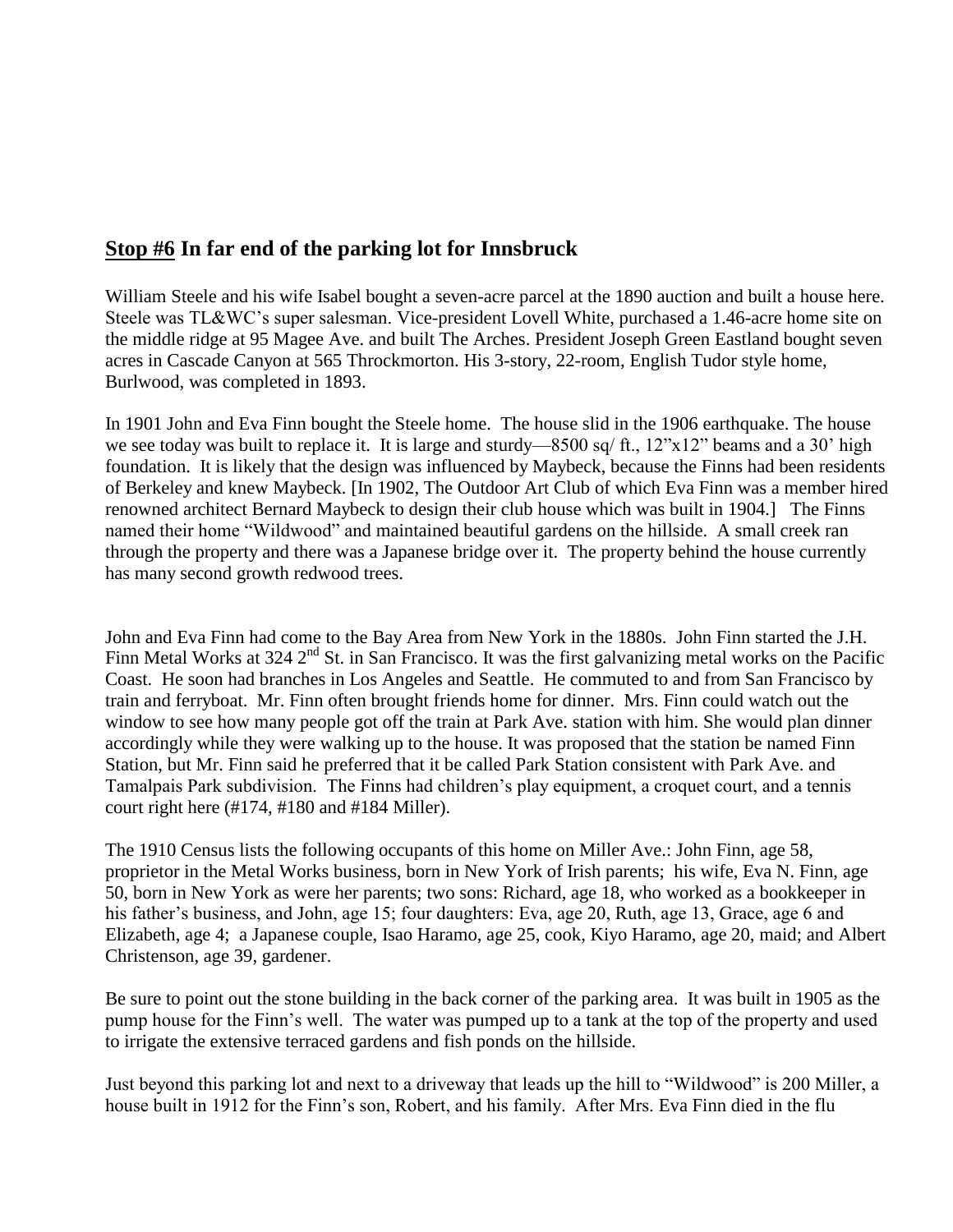## **Stop #6** In far end of the parking lot for Innsbruck

William Steele and his wife Isabel bought a seven-acre parcel at the 1890 auction and built a house here. Steele was TL&WC's super salesman. Vice-president Lovell White, purchased a 1.46-acre home site on the middle ridge at 95 Magee Ave. and built The Arches. President Joseph Green Eastland bought seven acres in Cascade Canyon at 565 Throckmorton. His 3-story, 22-room, English Tudor style home, Burlwood, was completed in 1893.

In 1901 John and Eva Finn bought the Steele home. The house slid in the 1906 earthquake. The house we see today was built to replace it. It is large and sturdy—8500 sq/ ft., 12"x12" beams and a 30' high foundation. It is likely that the design was influenced by Maybeck, because the Finns had been residents of Berkeley and knew Maybeck. [In 1902, The Outdoor Art Club of which Eva Finn was a member hired renowned architect Bernard Maybeck to design their club house which was built in 1904.] The Finns named their home "Wildwood" and maintained beautiful gardens on the hillside. A small creek ran through the property and there was a Japanese bridge over it. The property behind the house currently has many second growth redwood trees.

John and Eva Finn had come to the Bay Area from New York in the 1880s. John Finn started the J.H. Finn Metal Works at 324 2nd St. in San Francisco. It was the first galvanizing metal works on the Pacific Coast. He soon had branches in Los Angeles and Seattle. He commuted to and from San Francisco by train and ferryboat. Mr. Finn often brought friends home for dinner. Mrs. Finn could watch out the window to see how many people got off the train at Park Ave. station with him. She would plan dinner accordingly while they were walking up to the house. It was proposed that the station be named Finn Station, but Mr. Finn said he preferred that it be called Park Station consistent with Park Ave. and Tamalpais Park subdivision. The Finns had children's play equipment, a croquet court, and a tennis court right here (#174, #180 and #184 Miller).

The 1910 Census lists the following occupants of this home on Miller Ave.: John Finn, age 58, proprietor in the Metal Works business, born in New York of Irish parents; his wife, Eva N. Finn, age 50, born in New York as were her parents; two sons: Richard, age 18, who worked as a bookkeeper in his father's business, and John, age 15; four daughters: Eva, age 20, Ruth, age 13, Grace, age 6 and Elizabeth, age 4; a Japanese couple, Isao Haramo, age 25, cook, Kiyo Haramo, age 20, maid; and Albert Christenson, age 39, gardener.

Be sure to point out the stone building in the back corner of the parking area. It was built in 1905 as the pump house for the Finn's well. The water was pumped up to a tank at the top of the property and used to irrigate the extensive terraced gardens and fish ponds on the hillside.

Just beyond this parking lot and next to a driveway that leads up the hill to "Wildwood" is 200 Miller, a house built in 1912 for the Finn's son, Robert, and his family. After Mrs. Eva Finn died in the flu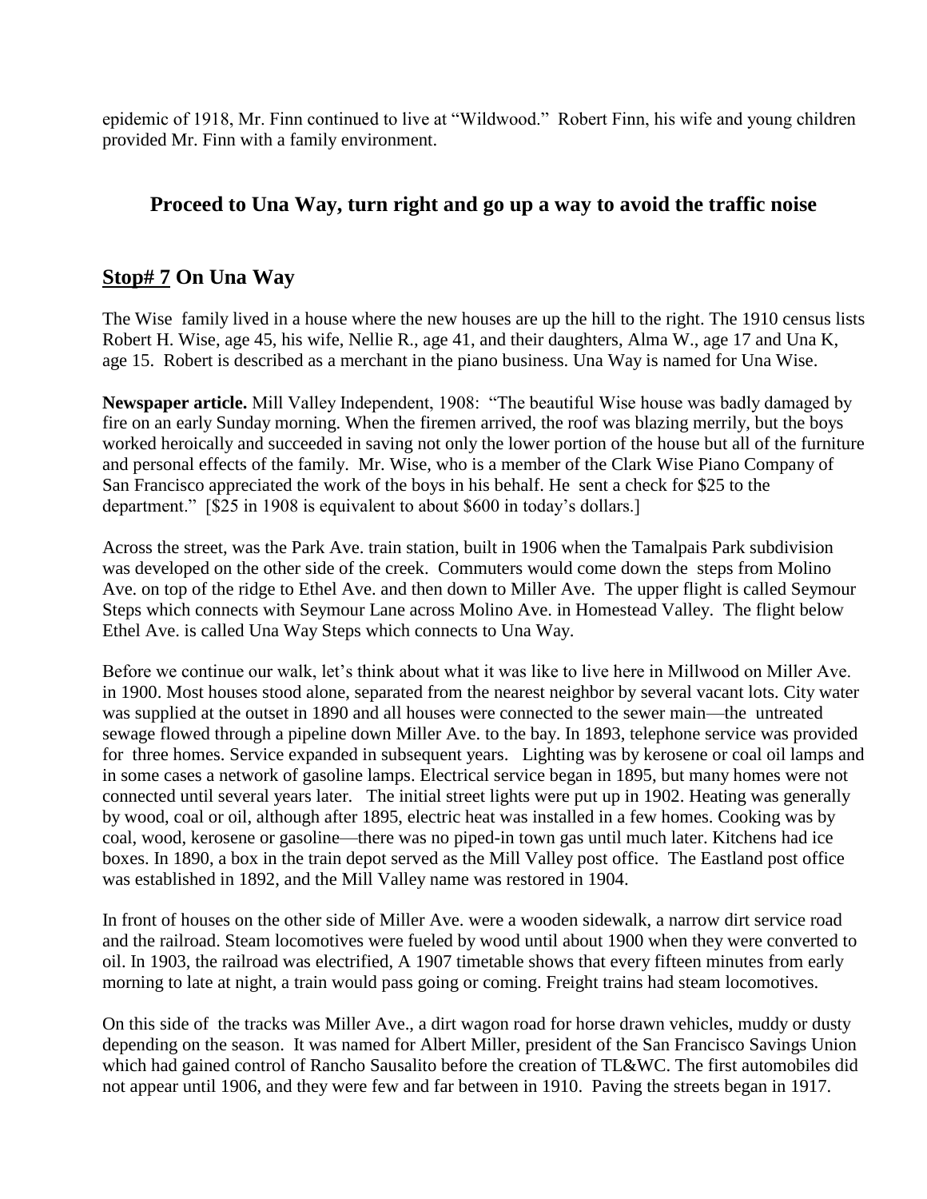epidemic of 1918, Mr. Finn continued to live at "Wildwood." Robert Finn, his wife and young children provided Mr. Finn with a family environment.

### Proceed to Una Way, turn right and go up a way to avoid the traffic noise

## **<u>Stop# 7</u> On Una Way**

The Wise family lived in a house where the new houses are up the hill to the right. The 1910 census lists Robert H. Wise, age 45, his wife, Nellie R., age 41, and their daughters, Alma W., age 17 and Una K, age 15. Robert is described as a merchant in the piano business. Una Way is named for Una Wise.

**Newspaper article.** Mill Valley Independent, 1908: "The beautiful Wise house was badly damaged by fire on an early Sunday morning. When the firemen arrived, the roof was blazing merrily, but the boys worked heroically and succeeded in saving not only the lower portion of the house but all of the furniture and personal effects of the family. Mr. Wise, who is a member of the Clark Wise Piano Company of San Francisco appreciated the work of the boys in his behalf. He sent a check for $25 to the department." [$25 in 1908 is equivalent to about $600 in today's dollars.]

Across the street, was the Park Ave. train station, built in 1906 when the Tamalpais Park subdivision was developed on the other side of the creek. Commuters would come down the steps from Molino Ave. on top of the ridge to Ethel Ave. and then down to Miller Ave. The upper flight is called Seymour Steps which connects with Seymour Lane across Molino Ave. in Homestead Valley. The flight below Ethel Ave. is called Una Way Steps which connects to Una Way.

Before we continue our walk, let's think about what it was like to live here in Millwood on Miller Ave. in 1900. Most houses stood alone, separated from the nearest neighbor by several vacant lots. City water was supplied at the outset in 1890 and all houses were connected to the sewer main—the untreated sewage flowed through a pipeline down Miller Ave. to the bay. In 1893, telephone service was provided for three homes. Service expanded in subsequent years. Lighting was by kerosene or coal oil lamps and in some cases a network of gasoline lamps. Electrical service began in 1895, but many homes were not connected until several years later. The initial street lights were put up in 1902. Heating was generally by wood, coal or oil, although after 1895, electric heat was installed in a few homes. Cooking was by coal, wood, kerosene or gasoline—there was no piped-in town gas until much later. Kitchens had ice boxes. In 1890, a box in the train depot served as the Mill Valley post office. The Eastland post office was established in 1892, and the Mill Valley name was restored in 1904.

In front of houses on the other side of Miller Ave. were a wooden sidewalk, a narrow dirt service road and the railroad. Steam locomotives were fueled by wood until about 1900 when they were converted to oil. In 1903, the railroad was electrified, A 1907 timetable shows that every fifteen minutes from early morning to late at night, a train would pass going or coming. Freight trains had steam locomotives.

On this side of the tracks was Miller Ave., a dirt wagon road for horse drawn vehicles, muddy or dusty depending on the season. It was named for Albert Miller, president of the San Francisco Savings Union which had gained control of Rancho Sausalito before the creation of TL&WC. The first automobiles did not appear until 1906, and they were few and far between in 1910. Paving the streets began in 1917.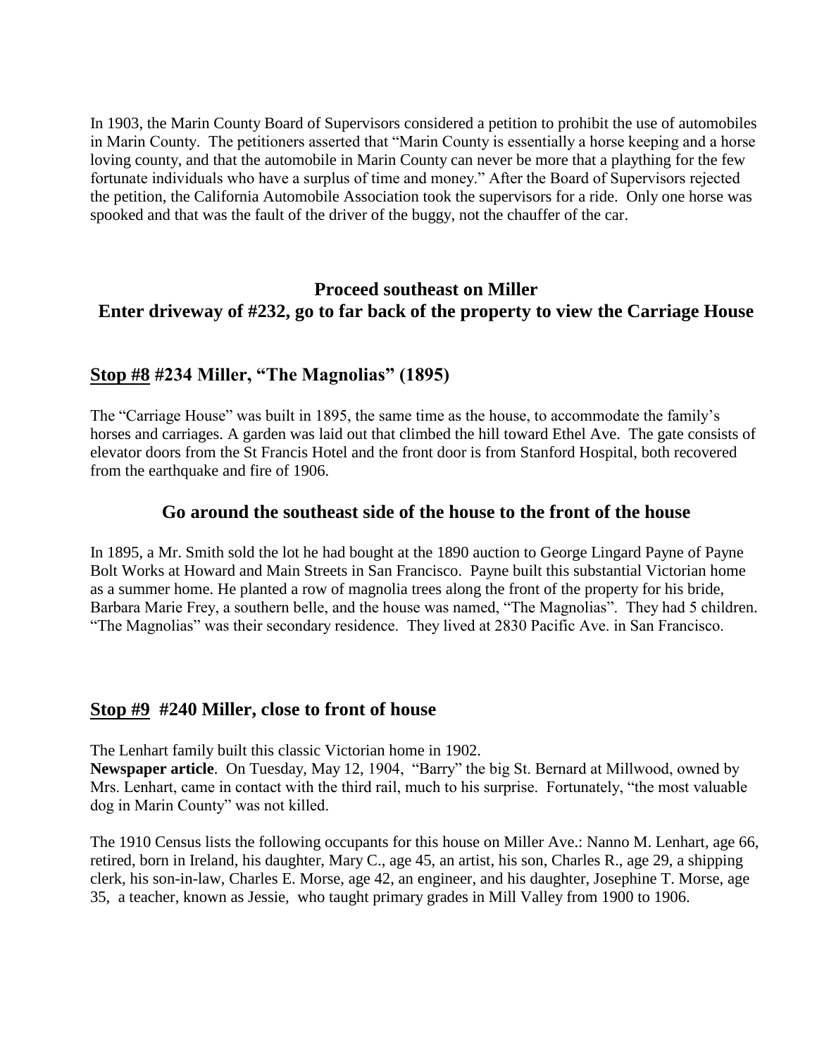In 1903, the Marin County Board of Supervisors considered a petition to prohibit the use of automobiles in Marin County. The petitioners asserted that "Marin County is essentially a horse keeping and a horse loving county, and that the automobile in Marin County can never be more that a plaything for the few fortunate individuals who have a surplus of time and money." After the Board of Supervisors rejected the petition, the California Automobile Association took the supervisors for a ride. Only one horse was spooked and that was the fault of the driver of the buggy, not the chauffer of the car.

### Proceed southeast on Miller
### Enter driveway of #232, go to far back of the property to view the Carriage House

## Stop #8 #234 Miller, "The Magnolias" (1895)

The "Carriage House" was built in 1895, the same time as the house, to accommodate the family's horses and carriages. A garden was laid out that climbed the hill toward Ethel Ave. The gate consists of elevator doors from the St Francis Hotel and the front door is from Stanford Hospital, both recovered from the earthquake and fire of 1906.

### Go around the southeast side of the house to the front of the house

In 1895, a Mr. Smith sold the lot he had bought at the 1890 auction to George Lingard Payne of Payne Bolt Works at Howard and Main Streets in San Francisco. Payne built this substantial Victorian home as a summer home. He planted a row of magnolia trees along the front of the property for his bride, Barbara Marie Frey, a southern belle, and the house was named, "The Magnolias". They had 5 children. "The Magnolias" was their secondary residence. They lived at 2830 Pacific Ave. in San Francisco.

## Stop #9 #240 Miller, close to front of house

The Lenhart family built this classic Victorian home in 1902.
**Newspaper article**. On Tuesday, May 12, 1904, "Barry" the big St. Bernard at Millwood, owned by Mrs. Lenhart, came in contact with the third rail, much to his surprise. Fortunately, "the most valuable dog in Marin County" was not killed.

The 1910 Census lists the following occupants for this house on Miller Ave.: Nanno M. Lenhart, age 66, retired, born in Ireland, his daughter, Mary C., age 45, an artist, his son, Charles R., age 29, a shipping clerk, his son-in-law, Charles E. Morse, age 42, an engineer, and his daughter, Josephine T. Morse, age 35, a teacher, known as Jessie, who taught primary grades in Mill Valley from 1900 to 1906.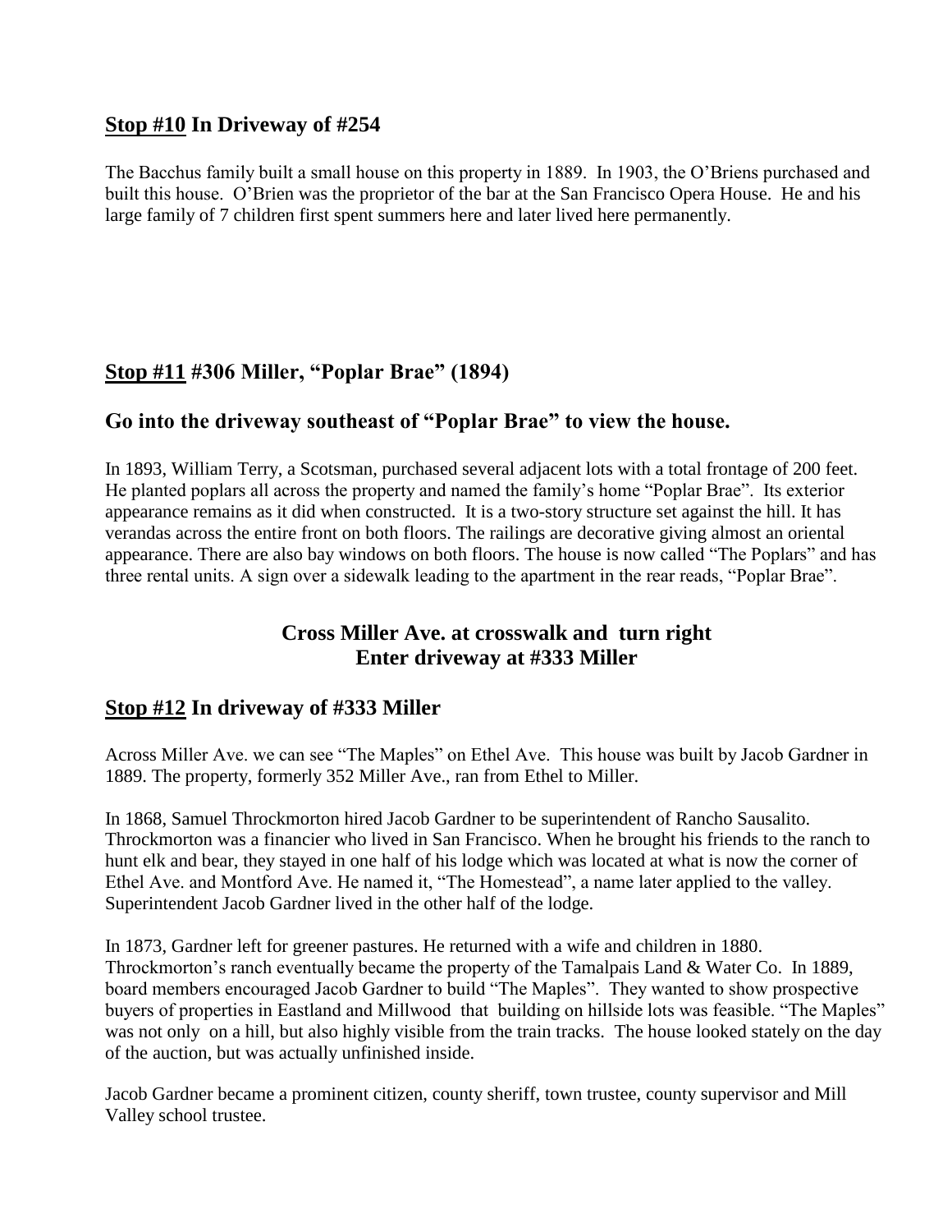## **Stop #10** In Driveway of #254

The Bacchus family built a small house on this property in 1889. In 1903, the O'Briens purchased and built this house. O'Brien was the proprietor of the bar at the San Francisco Opera House. He and his large family of 7 children first spent summers here and later lived here permanently.

## **Stop #11** #306 Miller, "Poplar Brae" (1894)

## Go into the driveway southeast of "Poplar Brae" to view the house.

In 1893, William Terry, a Scotsman, purchased several adjacent lots with a total frontage of 200 feet. He planted poplars all across the property and named the family's home "Poplar Brae". Its exterior appearance remains as it did when constructed. It is a two-story structure set against the hill. It has verandas across the entire front on both floors. The railings are decorative giving almost an oriental appearance. There are also bay windows on both floors. The house is now called "The Poplars" and has three rental units. A sign over a sidewalk leading to the apartment in the rear reads, "Poplar Brae".

**Cross Miller Ave. at crosswalk and turn right**
**Enter driveway at #333 Miller**

## **Stop #12** In driveway of #333 Miller

Across Miller Ave. we can see "The Maples" on Ethel Ave. This house was built by Jacob Gardner in 1889. The property, formerly 352 Miller Ave., ran from Ethel to Miller.

In 1868, Samuel Throckmorton hired Jacob Gardner to be superintendent of Rancho Sausalito. Throckmorton was a financier who lived in San Francisco. When he brought his friends to the ranch to hunt elk and bear, they stayed in one half of his lodge which was located at what is now the corner of Ethel Ave. and Montford Ave. He named it, "The Homestead", a name later applied to the valley. Superintendent Jacob Gardner lived in the other half of the lodge.

In 1873, Gardner left for greener pastures. He returned with a wife and children in 1880. Throckmorton's ranch eventually became the property of the Tamalpais Land & Water Co. In 1889, board members encouraged Jacob Gardner to build "The Maples". They wanted to show prospective buyers of properties in Eastland and Millwood that building on hillside lots was feasible. "The Maples" was not only on a hill, but also highly visible from the train tracks. The house looked stately on the day of the auction, but was actually unfinished inside.

Jacob Gardner became a prominent citizen, county sheriff, town trustee, county supervisor and Mill Valley school trustee.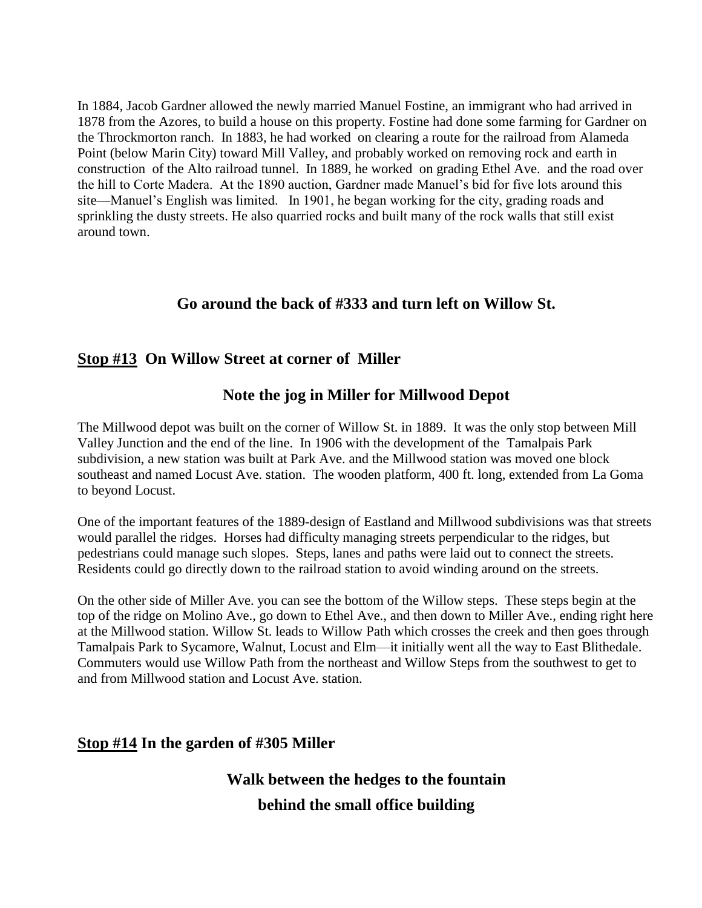In 1884, Jacob Gardner allowed the newly married Manuel Fostine, an immigrant who had arrived in 1878 from the Azores, to build a house on this property. Fostine had done some farming for Gardner on the Throckmorton ranch. In 1883, he had worked on clearing a route for the railroad from Alameda Point (below Marin City) toward Mill Valley, and probably worked on removing rock and earth in construction of the Alto railroad tunnel. In 1889, he worked on grading Ethel Ave. and the road over the hill to Corte Madera. At the 1890 auction, Gardner made Manuel's bid for five lots around this site—Manuel's English was limited. In 1901, he began working for the city, grading roads and sprinkling the dusty streets. He also quarried rocks and built many of the rock walls that still exist around town.

**Go around the back of #333 and turn left on Willow St.**

## **Stop #13** On Willow Street at corner of Miller

### Note the jog in Miller for Millwood Depot

The Millwood depot was built on the corner of Willow St. in 1889. It was the only stop between Mill Valley Junction and the end of the line. In 1906 with the development of the Tamalpais Park subdivision, a new station was built at Park Ave. and the Millwood station was moved one block southeast and named Locust Ave. station. The wooden platform, 400 ft. long, extended from La Goma to beyond Locust.

One of the important features of the 1889-design of Eastland and Millwood subdivisions was that streets would parallel the ridges. Horses had difficulty managing streets perpendicular to the ridges, but pedestrians could manage such slopes. Steps, lanes and paths were laid out to connect the streets. Residents could go directly down to the railroad station to avoid winding around on the streets.

On the other side of Miller Ave. you can see the bottom of the Willow steps. These steps begin at the top of the ridge on Molino Ave., go down to Ethel Ave., and then down to Miller Ave., ending right here at the Millwood station. Willow St. leads to Willow Path which crosses the creek and then goes through Tamalpais Park to Sycamore, Walnut, Locust and Elm—it initially went all the way to East Blithedale. Commuters would use Willow Path from the northeast and Willow Steps from the southwest to get to and from Millwood station and Locust Ave. station.

## **Stop #14** In the garden of #305 Miller

### Walk between the hedges to the fountain behind the small office building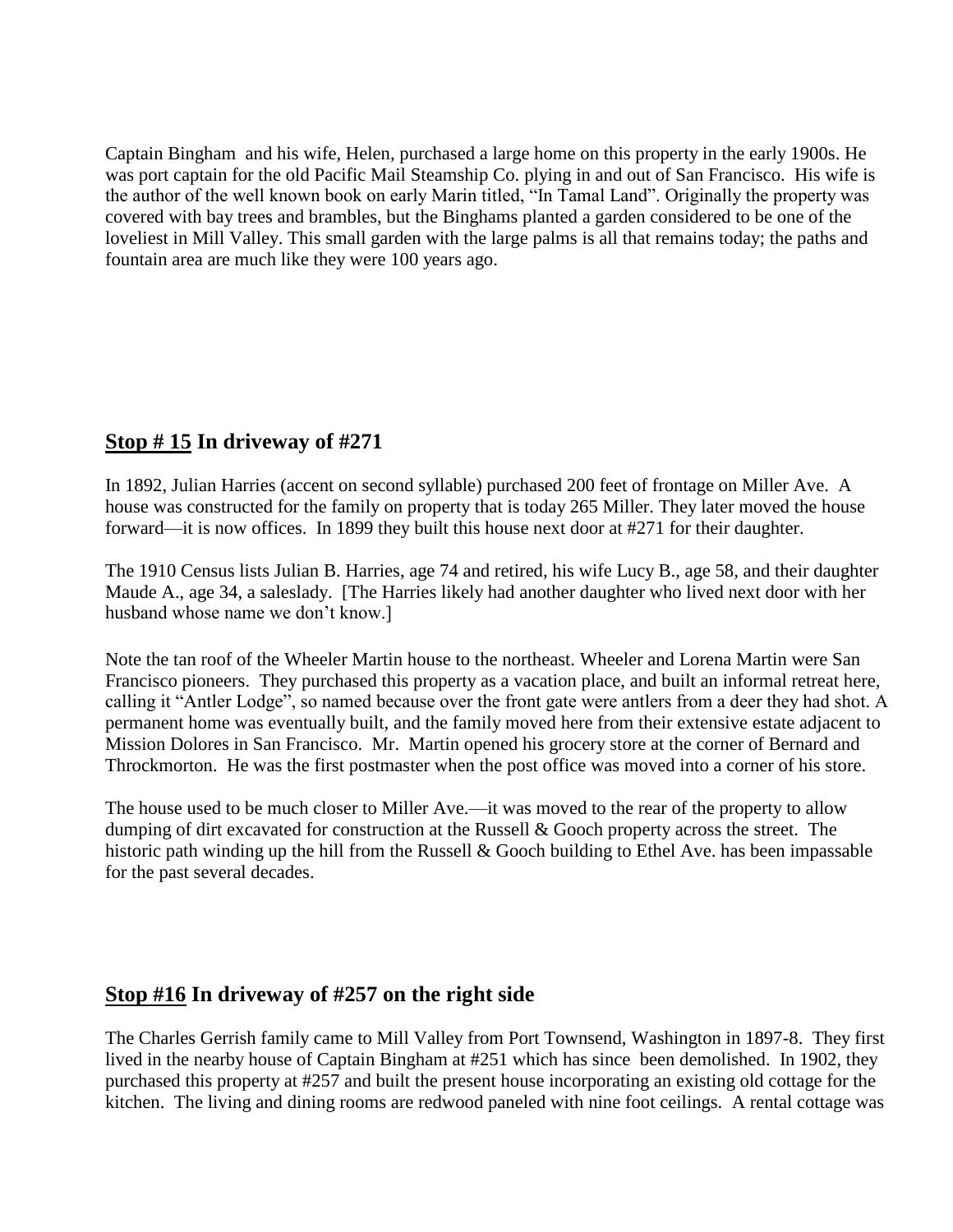Captain Bingham and his wife, Helen, purchased a large home on this property in the early 1900s. He was port captain for the old Pacific Mail Steamship Co. plying in and out of San Francisco. His wife is the author of the well known book on early Marin titled, "In Tamal Land". Originally the property was covered with bay trees and brambles, but the Binghams planted a garden considered to be one of the loveliest in Mill Valley. This small garden with the large palms is all that remains today; the paths and fountain area are much like they were 100 years ago.

## Stop # 15 In driveway of #271

In 1892, Julian Harries (accent on second syllable) purchased 200 feet of frontage on Miller Ave. A house was constructed for the family on property that is today 265 Miller. They later moved the house forward—it is now offices. In 1899 they built this house next door at #271 for their daughter.

The 1910 Census lists Julian B. Harries, age 74 and retired, his wife Lucy B., age 58, and their daughter Maude A., age 34, a saleslady. [The Harries likely had another daughter who lived next door with her husband whose name we don't know.]

Note the tan roof of the Wheeler Martin house to the northeast. Wheeler and Lorena Martin were San Francisco pioneers. They purchased this property as a vacation place, and built an informal retreat here, calling it "Antler Lodge", so named because over the front gate were antlers from a deer they had shot. A permanent home was eventually built, and the family moved here from their extensive estate adjacent to Mission Dolores in San Francisco. Mr. Martin opened his grocery store at the corner of Bernard and Throckmorton. He was the first postmaster when the post office was moved into a corner of his store.

The house used to be much closer to Miller Ave.—it was moved to the rear of the property to allow dumping of dirt excavated for construction at the Russell & Gooch property across the street. The historic path winding up the hill from the Russell & Gooch building to Ethel Ave. has been impassable for the past several decades.

## Stop #16 In driveway of #257 on the right side

The Charles Gerrish family came to Mill Valley from Port Townsend, Washington in 1897-8. They first lived in the nearby house of Captain Bingham at #251 which has since been demolished. In 1902, they purchased this property at #257 and built the present house incorporating an existing old cottage for the kitchen. The living and dining rooms are redwood paneled with nine foot ceilings. A rental cottage was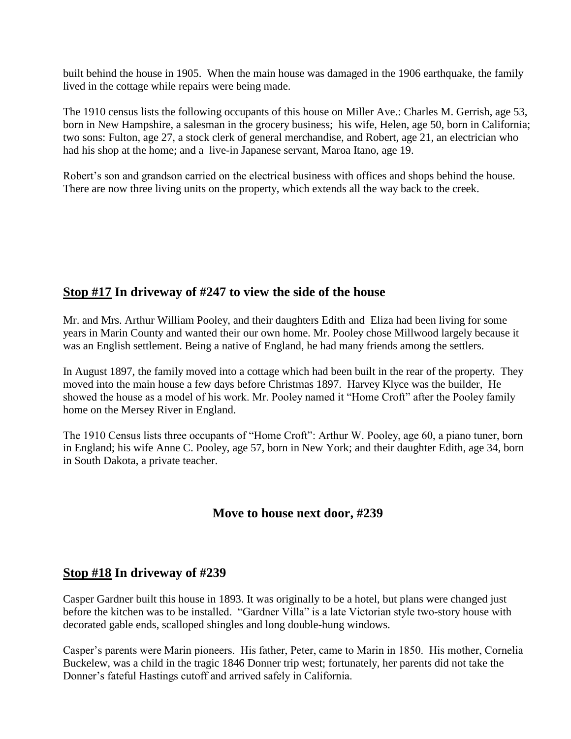built behind the house in 1905. When the main house was damaged in the 1906 earthquake, the family lived in the cottage while repairs were being made.

The 1910 census lists the following occupants of this house on Miller Ave.: Charles M. Gerrish, age 53, born in New Hampshire, a salesman in the grocery business; his wife, Helen, age 50, born in California; two sons: Fulton, age 27, a stock clerk of general merchandise, and Robert, age 21, an electrician who had his shop at the home; and a live-in Japanese servant, Maroa Itano, age 19.

Robert's son and grandson carried on the electrical business with offices and shops behind the house. There are now three living units on the property, which extends all the way back to the creek.

## <u>Stop #17</u> In driveway of #247 to view the side of the house

Mr. and Mrs. Arthur William Pooley, and their daughters Edith and Eliza had been living for some years in Marin County and wanted their our own home. Mr. Pooley chose Millwood largely because it was an English settlement. Being a native of England, he had many friends among the settlers.

In August 1897, the family moved into a cottage which had been built in the rear of the property. They moved into the main house a few days before Christmas 1897. Harvey Klyce was the builder, He showed the house as a model of his work. Mr. Pooley named it "Home Croft" after the Pooley family home on the Mersey River in England.

The 1910 Census lists three occupants of "Home Croft": Arthur W. Pooley, age 60, a piano tuner, born in England; his wife Anne C. Pooley, age 57, born in New York; and their daughter Edith, age 34, born in South Dakota, a private teacher.

**Move to house next door, #239**

## <u>Stop #18</u> In driveway of #239

Casper Gardner built this house in 1893. It was originally to be a hotel, but plans were changed just before the kitchen was to be installed. "Gardner Villa" is a late Victorian style two-story house with decorated gable ends, scalloped shingles and long double-hung windows.

Casper's parents were Marin pioneers. His father, Peter, came to Marin in 1850. His mother, Cornelia Buckelew, was a child in the tragic 1846 Donner trip west; fortunately, her parents did not take the Donner's fateful Hastings cutoff and arrived safely in California.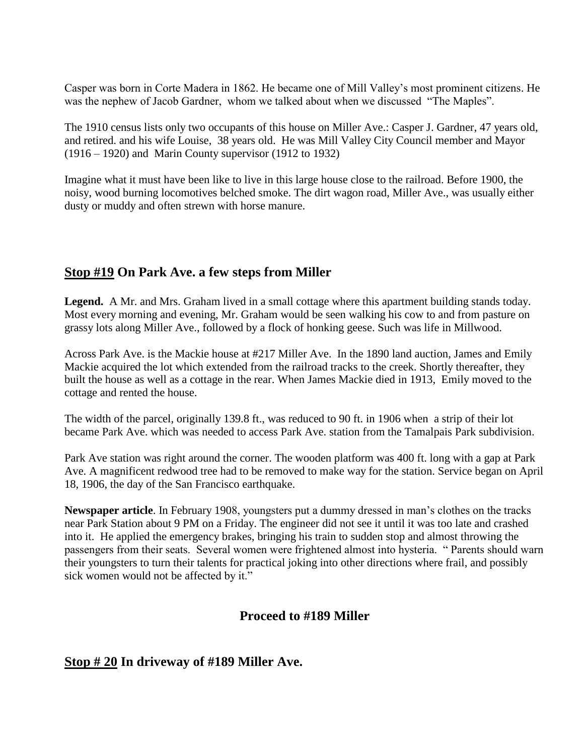Casper was born in Corte Madera in 1862. He became one of Mill Valley's most prominent citizens. He was the nephew of Jacob Gardner, whom we talked about when we discussed "The Maples".

The 1910 census lists only two occupants of this house on Miller Ave.: Casper J. Gardner, 47 years old, and retired. and his wife Louise, 38 years old. He was Mill Valley City Council member and Mayor (1916 – 1920) and Marin County supervisor (1912 to 1932)

Imagine what it must have been like to live in this large house close to the railroad. Before 1900, the noisy, wood burning locomotives belched smoke. The dirt wagon road, Miller Ave., was usually either dusty or muddy and often strewn with horse manure.

## <u>Stop #19</u> On Park Ave. a few steps from Miller

**Legend.** A Mr. and Mrs. Graham lived in a small cottage where this apartment building stands today. Most every morning and evening, Mr. Graham would be seen walking his cow to and from pasture on grassy lots along Miller Ave., followed by a flock of honking geese. Such was life in Millwood.

Across Park Ave. is the Mackie house at #217 Miller Ave. In the 1890 land auction, James and Emily Mackie acquired the lot which extended from the railroad tracks to the creek. Shortly thereafter, they built the house as well as a cottage in the rear. When James Mackie died in 1913, Emily moved to the cottage and rented the house.

The width of the parcel, originally 139.8 ft., was reduced to 90 ft. in 1906 when a strip of their lot became Park Ave. which was needed to access Park Ave. station from the Tamalpais Park subdivision.

Park Ave station was right around the corner. The wooden platform was 400 ft. long with a gap at Park Ave. A magnificent redwood tree had to be removed to make way for the station. Service began on April 18, 1906, the day of the San Francisco earthquake.

**Newspaper article**. In February 1908, youngsters put a dummy dressed in man's clothes on the tracks near Park Station about 9 PM on a Friday. The engineer did not see it until it was too late and crashed into it. He applied the emergency brakes, bringing his train to sudden stop and almost throwing the passengers from their seats. Several women were frightened almost into hysteria. " Parents should warn their youngsters to turn their talents for practical joking into other directions where frail, and possibly sick women would not be affected by it."

### Proceed to #189 Miller

## <u>Stop # 20</u> In driveway of #189 Miller Ave.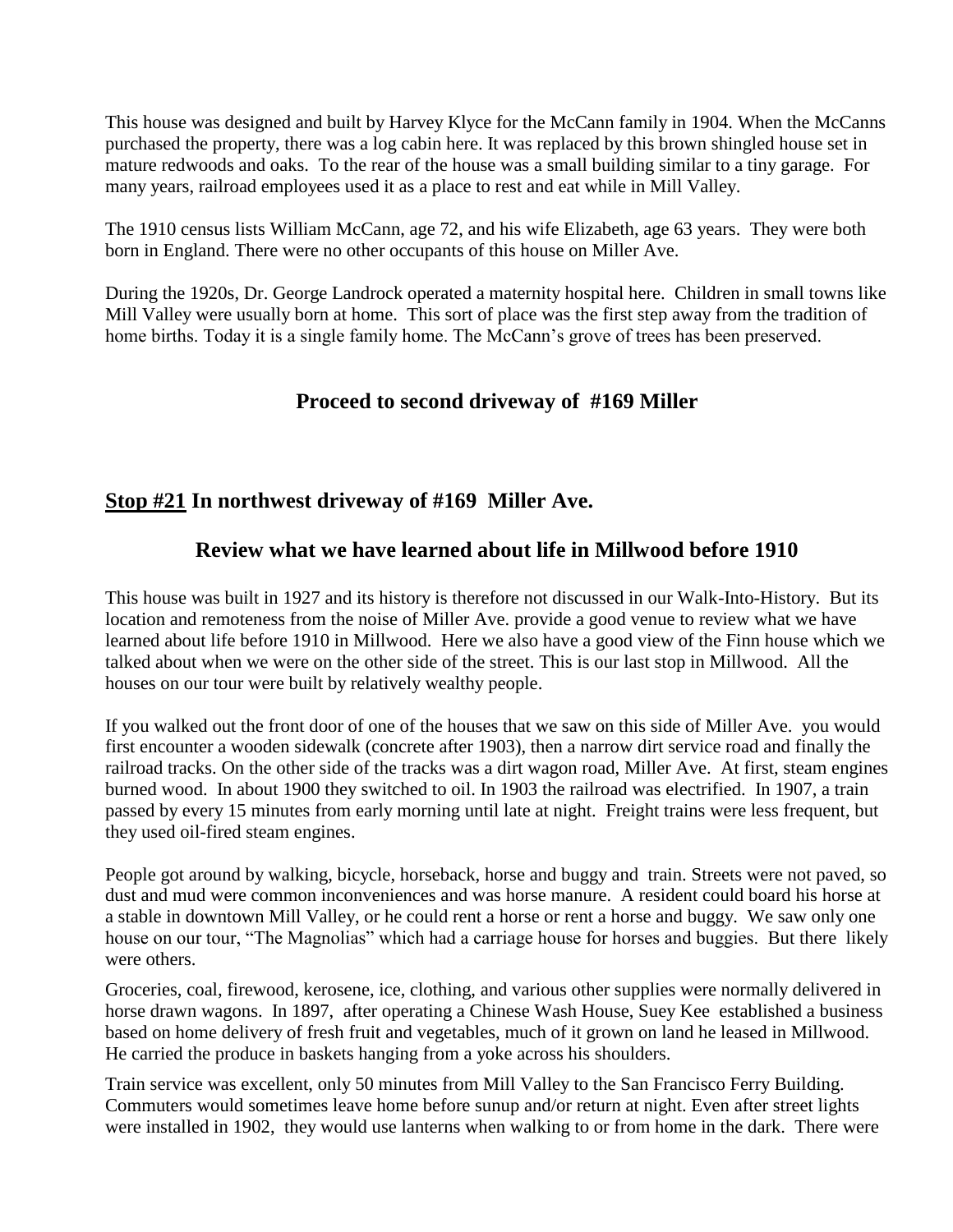This house was designed and built by Harvey Klyce for the McCann family in 1904. When the McCanns purchased the property, there was a log cabin here. It was replaced by this brown shingled house set in mature redwoods and oaks. To the rear of the house was a small building similar to a tiny garage. For many years, railroad employees used it as a place to rest and eat while in Mill Valley.

The 1910 census lists William McCann, age 72, and his wife Elizabeth, age 63 years. They were both born in England. There were no other occupants of this house on Miller Ave.

During the 1920s, Dr. George Landrock operated a maternity hospital here. Children in small towns like Mill Valley were usually born at home. This sort of place was the first step away from the tradition of home births. Today it is a single family home. The McCann's grove of trees has been preserved.

**Proceed to second driveway of #169 Miller**

## **Stop #21** In northwest driveway of #169 Miller Ave.

### Review what we have learned about life in Millwood before 1910

This house was built in 1927 and its history is therefore not discussed in our Walk-Into-History. But its location and remoteness from the noise of Miller Ave. provide a good venue to review what we have learned about life before 1910 in Millwood. Here we also have a good view of the Finn house which we talked about when we were on the other side of the street. This is our last stop in Millwood. All the houses on our tour were built by relatively wealthy people.

If you walked out the front door of one of the houses that we saw on this side of Miller Ave. you would first encounter a wooden sidewalk (concrete after 1903), then a narrow dirt service road and finally the railroad tracks. On the other side of the tracks was a dirt wagon road, Miller Ave. At first, steam engines burned wood. In about 1900 they switched to oil. In 1903 the railroad was electrified. In 1907, a train passed by every 15 minutes from early morning until late at night. Freight trains were less frequent, but they used oil-fired steam engines.

People got around by walking, bicycle, horseback, horse and buggy and train. Streets were not paved, so dust and mud were common inconveniences and was horse manure. A resident could board his horse at a stable in downtown Mill Valley, or he could rent a horse or rent a horse and buggy. We saw only one house on our tour, "The Magnolias" which had a carriage house for horses and buggies. But there likely were others.

Groceries, coal, firewood, kerosene, ice, clothing, and various other supplies were normally delivered in horse drawn wagons. In 1897, after operating a Chinese Wash House, Suey Kee established a business based on home delivery of fresh fruit and vegetables, much of it grown on land he leased in Millwood. He carried the produce in baskets hanging from a yoke across his shoulders.

Train service was excellent, only 50 minutes from Mill Valley to the San Francisco Ferry Building. Commuters would sometimes leave home before sunup and/or return at night. Even after street lights were installed in 1902, they would use lanterns when walking to or from home in the dark. There were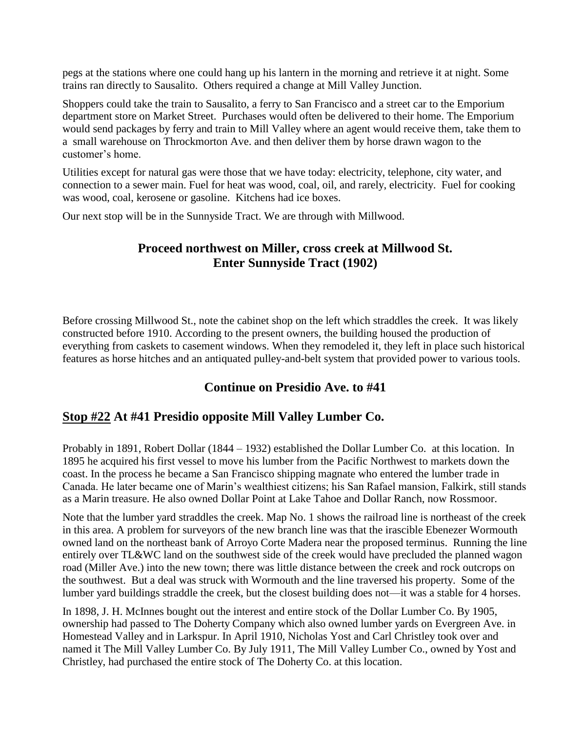pegs at the stations where one could hang up his lantern in the morning and retrieve it at night. Some trains ran directly to Sausalito. Others required a change at Mill Valley Junction.

Shoppers could take the train to Sausalito, a ferry to San Francisco and a street car to the Emporium department store on Market Street. Purchases would often be delivered to their home. The Emporium would send packages by ferry and train to Mill Valley where an agent would receive them, take them to a small warehouse on Throckmorton Ave. and then deliver them by horse drawn wagon to the customer's home.

Utilities except for natural gas were those that we have today: electricity, telephone, city water, and connection to a sewer main. Fuel for heat was wood, coal, oil, and rarely, electricity. Fuel for cooking was wood, coal, kerosene or gasoline. Kitchens had ice boxes.

Our next stop will be in the Sunnyside Tract. We are through with Millwood.

### Proceed northwest on Miller, cross creek at Millwood St. Enter Sunnyside Tract (1902)

Before crossing Millwood St., note the cabinet shop on the left which straddles the creek. It was likely constructed before 1910. According to the present owners, the building housed the production of everything from caskets to casement windows. When they remodeled it, they left in place such historical features as horse hitches and an antiquated pulley-and-belt system that provided power to various tools.

### Continue on Presidio Ave. to #41

## Stop #22 At #41 Presidio opposite Mill Valley Lumber Co.

Probably in 1891, Robert Dollar (1844 – 1932) established the Dollar Lumber Co. at this location. In 1895 he acquired his first vessel to move his lumber from the Pacific Northwest to markets down the coast. In the process he became a San Francisco shipping magnate who entered the lumber trade in Canada. He later became one of Marin's wealthiest citizens; his San Rafael mansion, Falkirk, still stands as a Marin treasure. He also owned Dollar Point at Lake Tahoe and Dollar Ranch, now Rossmoor.

Note that the lumber yard straddles the creek. Map No. 1 shows the railroad line is northeast of the creek in this area. A problem for surveyors of the new branch line was that the irascible Ebenezer Wormouth owned land on the northeast bank of Arroyo Corte Madera near the proposed terminus. Running the line entirely over TL&WC land on the southwest side of the creek would have precluded the planned wagon road (Miller Ave.) into the new town; there was little distance between the creek and rock outcrops on the southwest. But a deal was struck with Wormouth and the line traversed his property. Some of the lumber yard buildings straddle the creek, but the closest building does not—it was a stable for 4 horses.

In 1898, J. H. McInnes bought out the interest and entire stock of the Dollar Lumber Co. By 1905, ownership had passed to The Doherty Company which also owned lumber yards on Evergreen Ave. in Homestead Valley and in Larkspur. In April 1910, Nicholas Yost and Carl Christley took over and named it The Mill Valley Lumber Co. By July 1911, The Mill Valley Lumber Co., owned by Yost and Christley, had purchased the entire stock of The Doherty Co. at this location.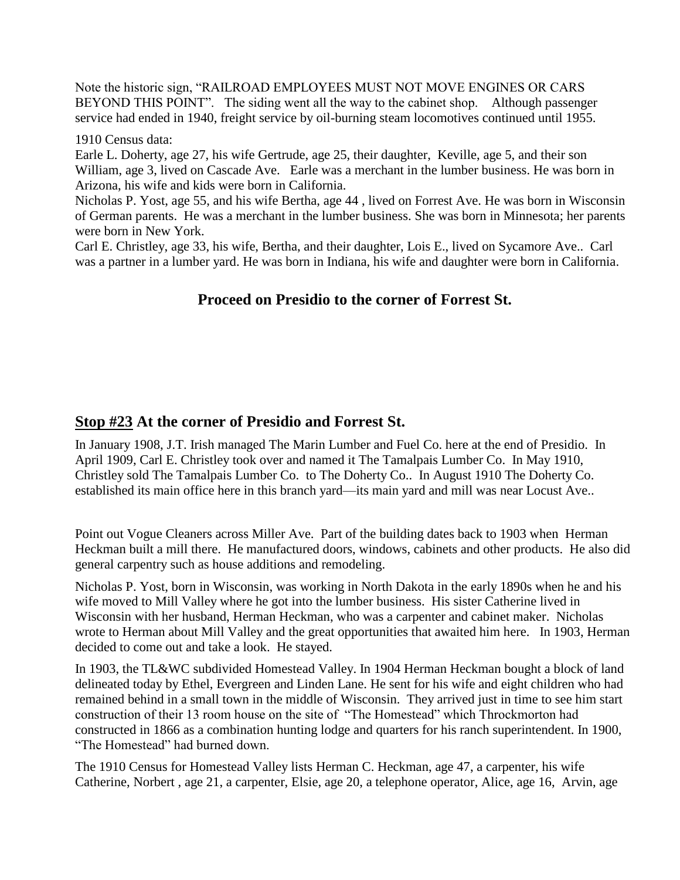Note the historic sign, "RAILROAD EMPLOYEES MUST NOT MOVE ENGINES OR CARS BEYOND THIS POINT". The siding went all the way to the cabinet shop. Although passenger service had ended in 1940, freight service by oil-burning steam locomotives continued until 1955.

1910 Census data:
Earle L. Doherty, age 27, his wife Gertrude, age 25, their daughter, Keville, age 5, and their son William, age 3, lived on Cascade Ave. Earle was a merchant in the lumber business. He was born in Arizona, his wife and kids were born in California.
Nicholas P. Yost, age 55, and his wife Bertha, age 44 , lived on Forrest Ave. He was born in Wisconsin of German parents. He was a merchant in the lumber business. She was born in Minnesota; her parents were born in New York.
Carl E. Christley, age 33, his wife, Bertha, and their daughter, Lois E., lived on Sycamore Ave.. Carl was a partner in a lumber yard. He was born in Indiana, his wife and daughter were born in California.

### Proceed on Presidio to the corner of Forrest St.

## <u>Stop #23</u> At the corner of Presidio and Forrest St.

In January 1908, J.T. Irish managed The Marin Lumber and Fuel Co. here at the end of Presidio. In April 1909, Carl E. Christley took over and named it The Tamalpais Lumber Co. In May 1910, Christley sold The Tamalpais Lumber Co. to The Doherty Co.. In August 1910 The Doherty Co. established its main office here in this branch yard—its main yard and mill was near Locust Ave..

Point out Vogue Cleaners across Miller Ave. Part of the building dates back to 1903 when Herman Heckman built a mill there. He manufactured doors, windows, cabinets and other products. He also did general carpentry such as house additions and remodeling.

Nicholas P. Yost, born in Wisconsin, was working in North Dakota in the early 1890s when he and his wife moved to Mill Valley where he got into the lumber business. His sister Catherine lived in Wisconsin with her husband, Herman Heckman, who was a carpenter and cabinet maker. Nicholas wrote to Herman about Mill Valley and the great opportunities that awaited him here. In 1903, Herman decided to come out and take a look. He stayed.

In 1903, the TL&WC subdivided Homestead Valley. In 1904 Herman Heckman bought a block of land delineated today by Ethel, Evergreen and Linden Lane. He sent for his wife and eight children who had remained behind in a small town in the middle of Wisconsin. They arrived just in time to see him start construction of their 13 room house on the site of "The Homestead" which Throckmorton had constructed in 1866 as a combination hunting lodge and quarters for his ranch superintendent. In 1900, "The Homestead" had burned down.

The 1910 Census for Homestead Valley lists Herman C. Heckman, age 47, a carpenter, his wife Catherine, Norbert , age 21, a carpenter, Elsie, age 20, a telephone operator, Alice, age 16, Arvin, age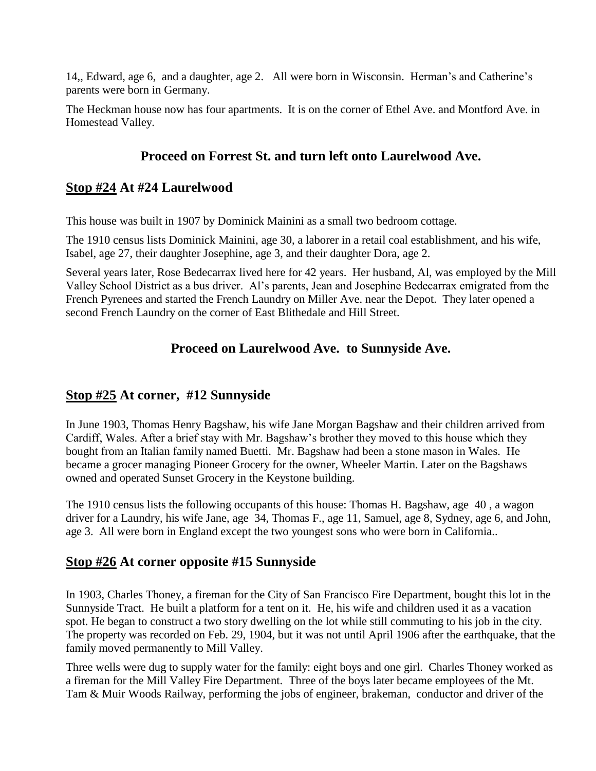14,, Edward, age 6, and a daughter, age 2. All were born in Wisconsin. Herman's and Catherine's parents were born in Germany.

The Heckman house now has four apartments. It is on the corner of Ethel Ave. and Montford Ave. in Homestead Valley.

### Proceed on Forrest St. and turn left onto Laurelwood Ave.

## <u>Stop #24</u> At #24 Laurelwood

This house was built in 1907 by Dominick Mainini as a small two bedroom cottage.

The 1910 census lists Dominick Mainini, age 30, a laborer in a retail coal establishment, and his wife, Isabel, age 27, their daughter Josephine, age 3, and their daughter Dora, age 2.

Several years later, Rose Bedecarrax lived here for 42 years. Her husband, Al, was employed by the Mill Valley School District as a bus driver. Al's parents, Jean and Josephine Bedecarrax emigrated from the French Pyrenees and started the French Laundry on Miller Ave. near the Depot. They later opened a second French Laundry on the corner of East Blithedale and Hill Street.

### Proceed on Laurelwood Ave. to Sunnyside Ave.

## <u>Stop #25</u> At corner, #12 Sunnyside

In June 1903, Thomas Henry Bagshaw, his wife Jane Morgan Bagshaw and their children arrived from Cardiff, Wales. After a brief stay with Mr. Bagshaw's brother they moved to this house which they bought from an Italian family named Buetti. Mr. Bagshaw had been a stone mason in Wales. He became a grocer managing Pioneer Grocery for the owner, Wheeler Martin. Later on the Bagshaws owned and operated Sunset Grocery in the Keystone building.

The 1910 census lists the following occupants of this house: Thomas H. Bagshaw, age 40 , a wagon driver for a Laundry, his wife Jane, age 34, Thomas F., age 11, Samuel, age 8, Sydney, age 6, and John, age 3. All were born in England except the two youngest sons who were born in California..

## <u>Stop #26</u> At corner opposite #15 Sunnyside

In 1903, Charles Thoney, a fireman for the City of San Francisco Fire Department, bought this lot in the Sunnyside Tract. He built a platform for a tent on it. He, his wife and children used it as a vacation spot. He began to construct a two story dwelling on the lot while still commuting to his job in the city. The property was recorded on Feb. 29, 1904, but it was not until April 1906 after the earthquake, that the family moved permanently to Mill Valley.

Three wells were dug to supply water for the family: eight boys and one girl. Charles Thoney worked as a fireman for the Mill Valley Fire Department. Three of the boys later became employees of the Mt. Tam & Muir Woods Railway, performing the jobs of engineer, brakeman, conductor and driver of the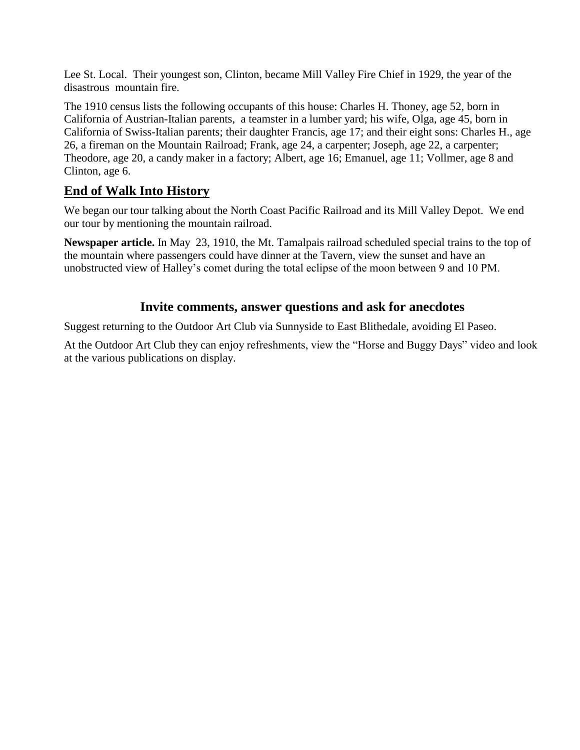Lee St. Local. Their youngest son, Clinton, became Mill Valley Fire Chief in 1929, the year of the disastrous mountain fire.

The 1910 census lists the following occupants of this house: Charles H. Thoney, age 52, born in California of Austrian-Italian parents, a teamster in a lumber yard; his wife, Olga, age 45, born in California of Swiss-Italian parents; their daughter Francis, age 17; and their eight sons: Charles H., age 26, a fireman on the Mountain Railroad; Frank, age 24, a carpenter; Joseph, age 22, a carpenter; Theodore, age 20, a candy maker in a factory; Albert, age 16; Emanuel, age 11; Vollmer, age 8 and Clinton, age 6.

## End of Walk Into History

We began our tour talking about the North Coast Pacific Railroad and its Mill Valley Depot. We end our tour by mentioning the mountain railroad.

**Newspaper article.** In May 23, 1910, the Mt. Tamalpais railroad scheduled special trains to the top of the mountain where passengers could have dinner at the Tavern, view the sunset and have an unobstructed view of Halley's comet during the total eclipse of the moon between 9 and 10 PM.

### Invite comments, answer questions and ask for anecdotes

Suggest returning to the Outdoor Art Club via Sunnyside to East Blithedale, avoiding El Paseo.

At the Outdoor Art Club they can enjoy refreshments, view the "Horse and Buggy Days" video and look at the various publications on display.